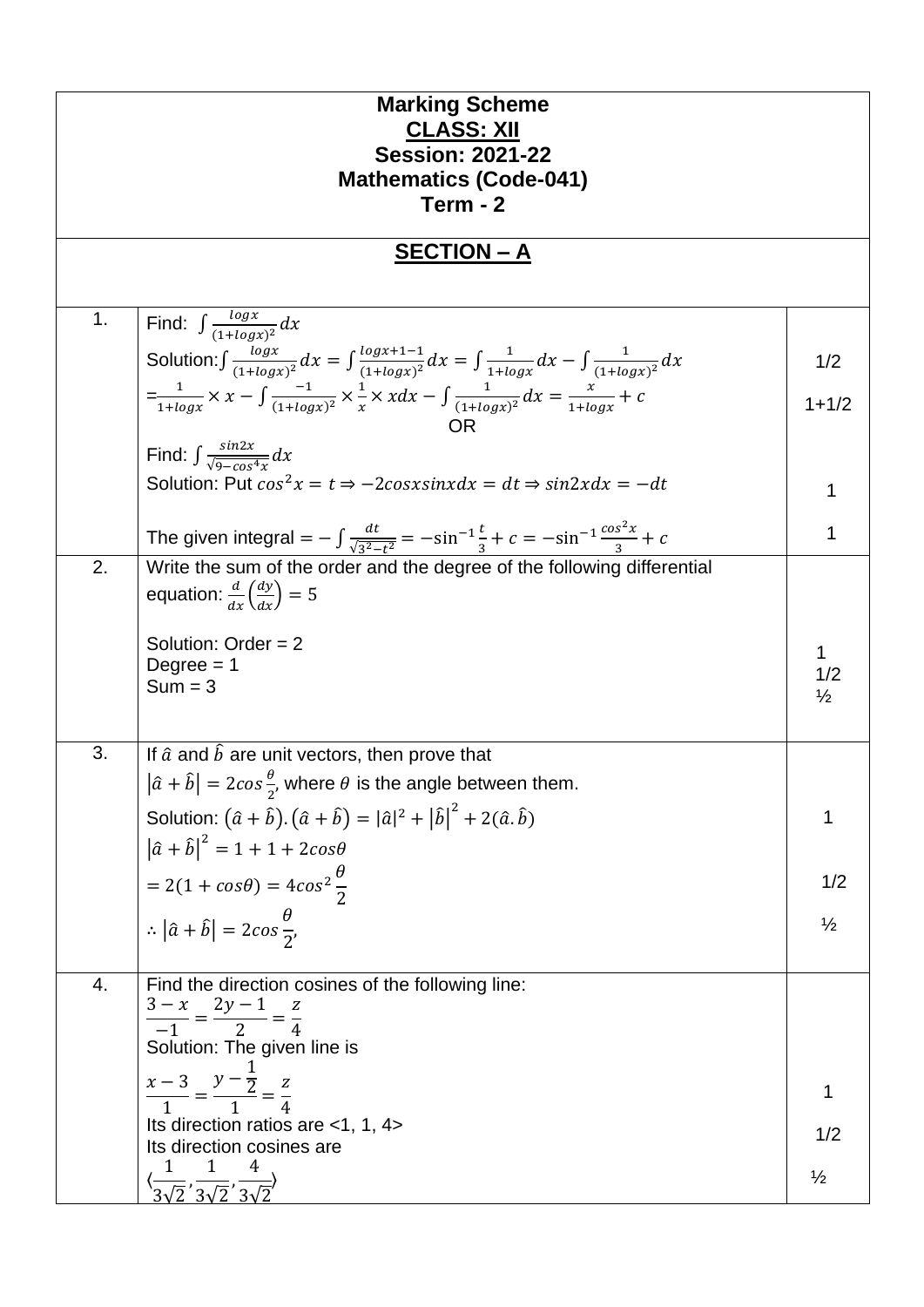**Marking Scheme**
**CLASS: XII**
**Session: 2021-22**
**Mathematics (Code-041)**
**Term - 2**

## SECTION – A

| | | |
|---|---|---|
| 1. | Find: $\int \frac{logx}{(1+logx)^2}dx$ <br> Solution: $\int \frac{logx}{(1+logx)^2}dx = \int \frac{logx+1-1}{(1+logx)^2}dx = \int \frac{1}{1+logx}dx - \int \frac{1}{(1+logx)^2}dx$ <br> $= \frac{1}{1+logx} \times x - \int \frac{-1}{(1+logx)^2} \times \frac{1}{x} \times xdx - \int \frac{1}{(1+logx)^2}dx = \frac{x}{1+logx} + c$ <br> OR <br> Find: $\int \frac{sin2x}{\sqrt{9-cos^4x}}dx$ <br> Solution: Put $cos^2x = t \Rightarrow -2cosxsinxdx = dt \Rightarrow sin2xdx = -dt$ <br> The given integral $= -\int \frac{dt}{\sqrt{3^2-t^2}} = -\sin^{-1}\frac{t}{3} + c = -\sin^{-1}\frac{cos^2x}{3} + c$ | 1/2 <br> 1+1/2 <br> <br> 1 <br> 1 |
| 2. | Write the sum of the order and the degree of the following differential equation: $\frac{d}{dx}\left(\frac{dy}{dx}\right) = 5$ <br> Solution: Order = 2 <br> Degree = 1 <br> Sum = 3 | 1 <br> 1/2 <br> ½ |
| 3. | If $\hat{a}$ and $\hat{b}$ are unit vectors, then prove that $\lvert\hat{a} + \hat{b}\rvert = 2cos\frac{\theta}{2}$, where $\theta$ is the angle between them. <br> Solution: $(\hat{a} + \hat{b}).(\hat{a} + \hat{b}) = \lvert\hat{a}\rvert^2 + \lvert\hat{b}\rvert^2 + 2(\hat{a}.\hat{b})$ <br> $\lvert\hat{a} + \hat{b}\rvert^2 = 1 + 1 + 2cos\theta$ <br> $= 2(1 + cos\theta) = 4cos^2\frac{\theta}{2}$ <br> $\therefore \lvert\hat{a} + \hat{b}\rvert = 2cos\frac{\theta}{2}$, | 1 <br> 1/2 <br> ½ |
| 4. | Find the direction cosines of the following line: <br> $\frac{3-x}{-1} = \frac{2y-1}{2} = \frac{z}{4}$ <br> Solution: The given line is <br> $\frac{x-3}{1} = \frac{y-\frac{1}{2}}{1} = \frac{z}{4}$ <br> Its direction ratios are <1, 1, 4> <br> Its direction cosines are <br> $\langle\frac{1}{3\sqrt{2}}, \frac{1}{3\sqrt{2}}, \frac{4}{3\sqrt{2}}\rangle$ | 1 <br> 1/2 <br> ½ |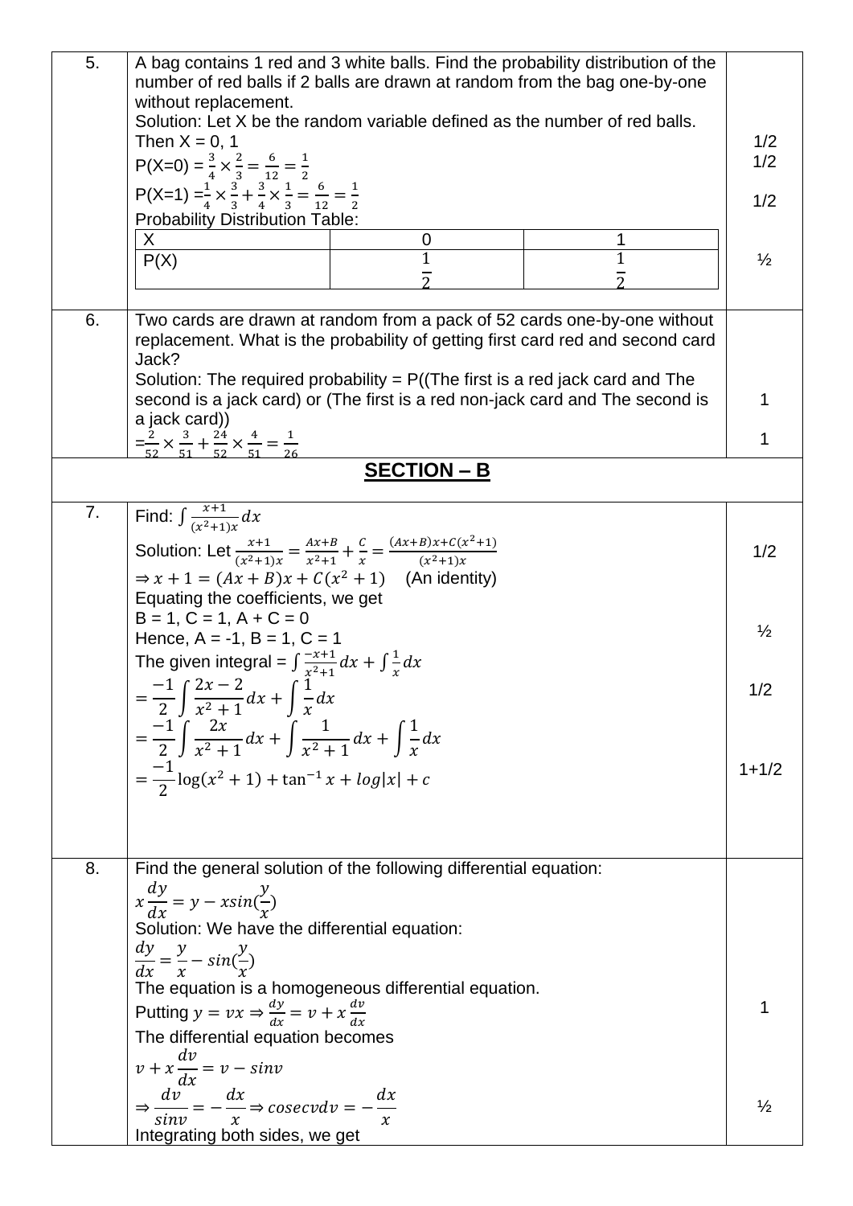| | | |
|---|---|---|
| 5. | A bag contains 1 red and 3 white balls. Find the probability distribution of the number of red balls if 2 balls are drawn at random from the bag one-by-one without replacement.<br>Solution: Let X be the random variable defined as the number of red balls.<br>Then X = 0, 1<br>P(X=0) = $\frac{3}{4}\times\frac{2}{3}=\frac{6}{12}=\frac{1}{2}$<br>P(X=1) =$\frac{1}{4}\times\frac{3}{3}+\frac{3}{4}\times\frac{1}{3}=\frac{6}{12}=\frac{1}{2}$<br>Probability Distribution Table:<br>X: 0, 1<br>P(X): $\frac{1}{2}$, $\frac{1}{2}$ | 1/2<br>1/2<br><br>1/2<br><br>½ |
| 6. | Two cards are drawn at random from a pack of 52 cards one-by-one without replacement. What is the probability of getting first card red and second card Jack?<br>Solution: The required probability = P((The first is a red jack card and The second is a jack card) or (The first is a red non-jack card and The second is a jack card))<br>$=\frac{2}{52}\times\frac{3}{51}+\frac{24}{52}\times\frac{4}{51}=\frac{1}{26}$ | 1<br><br>1 |

## SECTION – B

| | | |
|---|---|---|
| 7. | Find: $\int\frac{x+1}{(x^2+1)x}dx$<br>Solution: Let $\frac{x+1}{(x^2+1)x}=\frac{Ax+B}{x^2+1}+\frac{C}{x}=\frac{(Ax+B)x+C(x^2+1)}{(x^2+1)x}$<br>$\Rightarrow x+1=(Ax+B)x+C(x^2+1)$ (An identity)<br>Equating the coefficients, we get<br>B = 1, C = 1, A + C = 0<br>Hence, A = -1, B = 1, C = 1<br>The given integral = $\int\frac{-x+1}{x^2+1}dx+\int\frac{1}{x}dx$<br>$=\frac{-1}{2}\int\frac{2x-2}{x^2+1}dx+\int\frac{1}{x}dx$<br>$=\frac{-1}{2}\int\frac{2x}{x^2+1}dx+\int\frac{1}{x^2+1}dx+\int\frac{1}{x}dx$<br>$=\frac{-1}{2}\log(x^2+1)+\tan^{-1}x+log\lvert x\rvert+c$ | 1/2<br><br>½<br><br>1/2<br><br>1+1/2 |
| 8. | Find the general solution of the following differential equation:<br>$x\frac{dy}{dx}=y-xsin(\frac{y}{x})$<br>Solution: We have the differential equation:<br>$\frac{dy}{dx}=\frac{y}{x}-sin(\frac{y}{x})$<br>The equation is a homogeneous differential equation.<br>Putting $y=vx\Rightarrow\frac{dy}{dx}=v+x\frac{dv}{dx}$<br>The differential equation becomes<br>$v+x\frac{dv}{dx}=v-sinv$<br>$\Rightarrow\frac{dv}{sinv}=-\frac{dx}{x}\Rightarrow cosecvdv=-\frac{dx}{x}$<br>Integrating both sides, we get | <br><br><br><br>1<br><br><br>½ |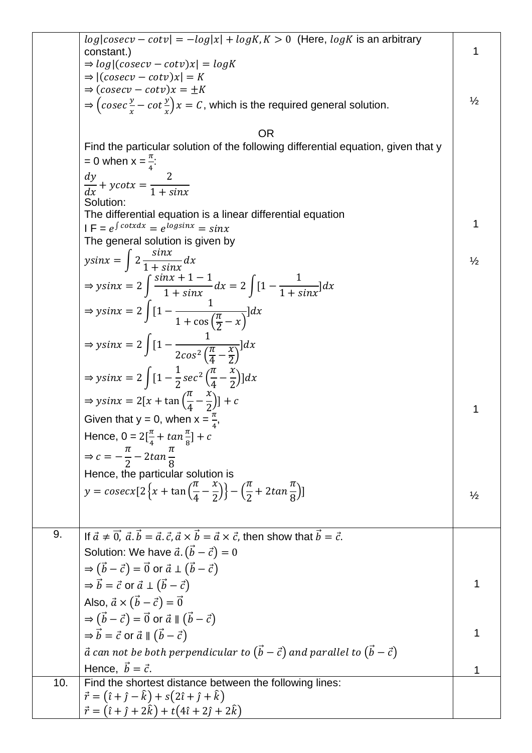| | | |
|---|---|---|
| | $log\|cosecv - cotv\| = -log\|x\| + logK, K > 0$ (Here, $logK$ is an arbitrary constant.)<br>$\Rightarrow log\|(cosecv - cotv)x\| = logK$<br>$\Rightarrow \|(cosecv - cotv)x\| = K$<br>$\Rightarrow (cosecv - cotv)x = \pm K$<br>$\Rightarrow \left(cosec\frac{y}{x} - cot\frac{y}{x}\right)x = C$, which is the required general solution.<br><br>OR<br>Find the particular solution of the following differential equation, given that y = 0 when x = $\frac{\pi}{4}$:<br>$\frac{dy}{dx} + ycotx = \frac{2}{1+sinx}$<br>Solution:<br>The differential equation is a linear differential equation<br>I F = $e^{\int cotxdx} = e^{logsinx} = sinx$<br>The general solution is given by<br>$ysinx = \int 2\frac{sinx}{1+sinx}dx$<br>$\Rightarrow ysinx = 2\int \frac{sinx+1-1}{1+sinx}dx = 2\int [1 - \frac{1}{1+sinx}]dx$<br>$\Rightarrow ysinx = 2\int [1 - \frac{1}{1+\cos\left(\frac{\pi}{2}-x\right)}]dx$<br>$\Rightarrow ysinx = 2\int [1 - \frac{1}{2cos^2\left(\frac{\pi}{4}-\frac{x}{2}\right)}]dx$<br>$\Rightarrow ysinx = 2\int [1 - \frac{1}{2}sec^2\left(\frac{\pi}{4}-\frac{x}{2}\right)]dx$<br>$\Rightarrow ysinx = 2[x + \tan\left(\frac{\pi}{4}-\frac{x}{2}\right)] + c$<br>Given that y = 0, when x = $\frac{\pi}{4}$,<br>Hence, 0 = $2[\frac{\pi}{4} + tan\frac{\pi}{8}] + c$<br>$\Rightarrow c = -\frac{\pi}{2} - 2tan\frac{\pi}{8}$<br>Hence, the particular solution is<br>$y = cosecx[2\left\{x + \tan\left(\frac{\pi}{4}-\frac{x}{2}\right)\right\} - \left(\frac{\pi}{2} + 2tan\frac{\pi}{8}\right)]$ | 1<br><br><br><br>½<br><br><br><br><br><br><br><br>1<br><br>½<br><br><br><br><br><br><br>1<br><br><br><br><br>½ |
| 9. | If $\vec{a} \neq \vec{0}$, $\vec{a}.\vec{b} = \vec{a}.\vec{c}$, $\vec{a} \times \vec{b} = \vec{a} \times \vec{c}$, then show that $\vec{b} = \vec{c}$.<br>Solution: We have $\vec{a}.\left(\vec{b} - \vec{c}\right) = 0$<br>$\Rightarrow \left(\vec{b} - \vec{c}\right) = \vec{0}$ or $\vec{a} \perp \left(\vec{b} - \vec{c}\right)$<br>$\Rightarrow \vec{b} = \vec{c}$ or $\vec{a} \perp \left(\vec{b} - \vec{c}\right)$<br>Also, $\vec{a} \times \left(\vec{b} - \vec{c}\right) = \vec{0}$<br>$\Rightarrow \left(\vec{b} - \vec{c}\right) = \vec{0}$ or $\vec{a} \parallel \left(\vec{b} - \vec{c}\right)$<br>$\Rightarrow \vec{b} = \vec{c}$ or $\vec{a} \parallel \left(\vec{b} - \vec{c}\right)$<br>$\vec{a}$ *can not be both perpendicular to* $\left(\vec{b} - \vec{c}\right)$ *and parallel to* $\left(\vec{b} - \vec{c}\right)$<br>Hence, $\vec{b} = \vec{c}$. | <br><br><br>1<br><br><br>1<br><br>1 |
| 10. | Find the shortest distance between the following lines:<br>$\vec{r} = \left(\hat{\imath} + \hat{\jmath} - \hat{k}\right) + s\left(2\hat{\imath} + \hat{\jmath} + \hat{k}\right)$<br>$\vec{r} = \left(\hat{\imath} + \hat{\jmath} + 2\hat{k}\right) + t\left(4\hat{\imath} + 2\hat{\jmath} + 2\hat{k}\right)$ | |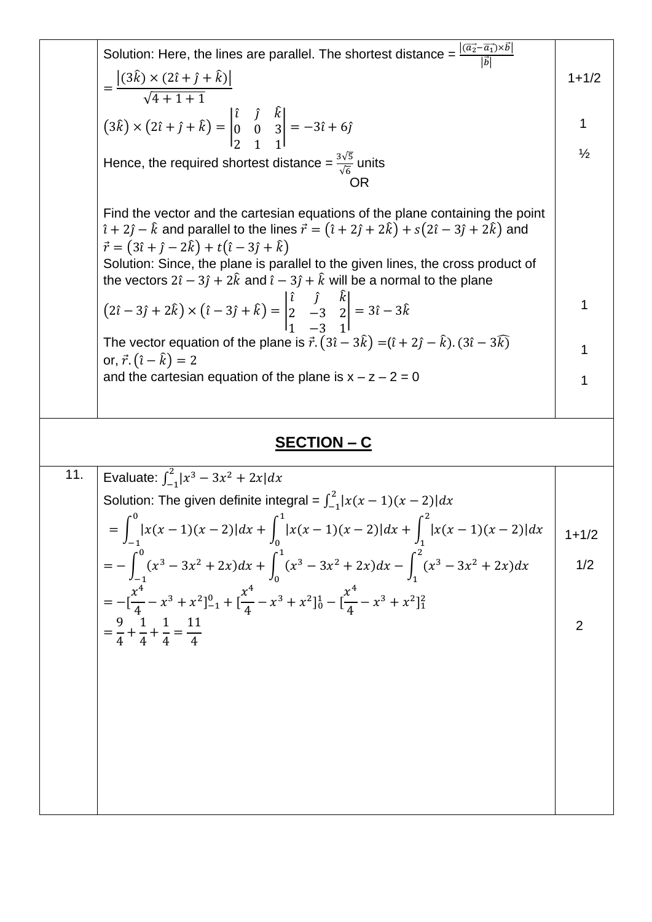| | | |
|---|---|---|
| | Solution: Here, the lines are parallel. The shortest distance = $\frac{\|(\vec{a_2}-\vec{a_1})\times\vec{b}\|}{\|\vec{b}\|}$ <br> $=\frac{\|(3\hat{k})\times(2\hat{\imath}+\hat{\jmath}+\hat{k})\|}{\sqrt{4+1+1}}$ <br> $(3\hat{k})\times(2\hat{\imath}+\hat{\jmath}+\hat{k})=\begin{vmatrix}\hat{\imath}&\hat{\jmath}&\hat{k}\\0&0&3\\2&1&1\end{vmatrix}=-3\hat{\imath}+6\hat{\jmath}$ <br> Hence, the required shortest distance = $\frac{3\sqrt{5}}{\sqrt{6}}$ units <br> OR <br><br> Find the vector and the cartesian equations of the plane containing the point $\hat{\imath}+2\hat{\jmath}-\hat{k}$ and parallel to the lines $\vec{r}=(\hat{\imath}+2\hat{\jmath}+2\hat{k})+s(2\hat{\imath}-3\hat{\jmath}+2\hat{k})$ and $\vec{r}=(3\hat{\imath}+\hat{\jmath}-2\hat{k})+t(\hat{\imath}-3\hat{\jmath}+\hat{k})$ <br> Solution: Since, the plane is parallel to the given lines, the cross product of the vectors $2\hat{\imath}-3\hat{\jmath}+2\hat{k}$ and $\hat{\imath}-3\hat{\jmath}+\hat{k}$ will be a normal to the plane <br> $(2\hat{\imath}-3\hat{\jmath}+2\hat{k})\times(\hat{\imath}-3\hat{\jmath}+\hat{k})=\begin{vmatrix}\hat{\imath}&\hat{\jmath}&\hat{k}\\2&-3&2\\1&-3&1\end{vmatrix}=3\hat{\imath}-3\hat{k}$ <br> The vector equation of the plane is $\vec{r}.(3\hat{\imath}-3\hat{k})=(\hat{\imath}+2\hat{\jmath}-\hat{k}).(3\hat{\imath}-3\hat{k})$ <br> or, $\vec{r}.(\hat{\imath}-\hat{k})=2$ <br> and the cartesian equation of the plane is $x-z-2=0$ | 1+1/2 <br><br> 1 <br><br> ½ <br><br><br><br><br><br><br> 1 <br><br> 1 <br><br> 1 |

## SECTION – C

| | | |
|---|---|---|
| 11. | Evaluate: $\int_{-1}^{2}\|x^3-3x^2+2x\|dx$ <br> Solution: The given definite integral = $\int_{-1}^{2}\|x(x-1)(x-2)\|dx$ <br> $=\int_{-1}^{0}\|x(x-1)(x-2)\|dx+\int_{0}^{1}\|x(x-1)(x-2)\|dx+\int_{1}^{2}\|x(x-1)(x-2)\|dx$ <br> $=-\int_{-1}^{0}(x^3-3x^2+2x)dx+\int_{0}^{1}(x^3-3x^2+2x)dx-\int_{1}^{2}(x^3-3x^2+2x)dx$ <br> $=-[\frac{x^4}{4}-x^3+x^2]_{-1}^{0}+[\frac{x^4}{4}-x^3+x^2]_{0}^{1}-[\frac{x^4}{4}-x^3+x^2]_{1}^{2}$ <br> $=\frac{9}{4}+\frac{1}{4}+\frac{1}{4}=\frac{11}{4}$ | <br><br> 1+1/2 <br><br> 1/2 <br><br><br> 2 |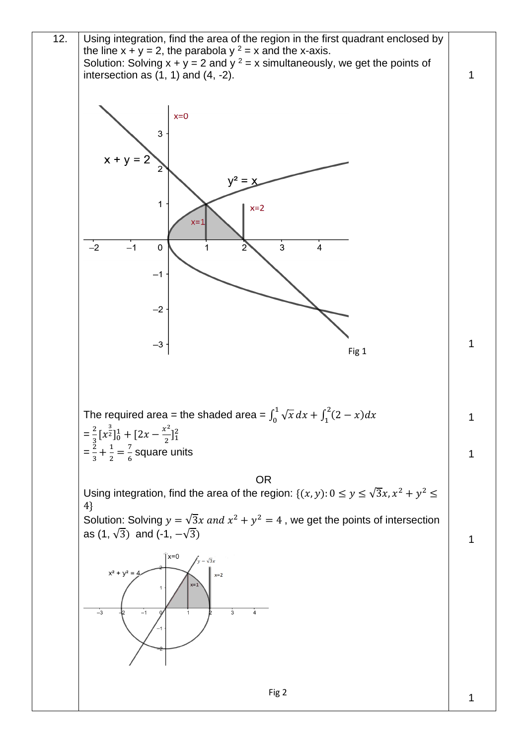| | | |
|---|---|---|
| 12. | Using integration, find the area of the region in the first quadrant enclosed by the line $x + y = 2$, the parabola $y^2 = x$ and the x-axis.<br>Solution: Solving $x + y = 2$ and $y^2 = x$ simultaneously, we get the points of intersection as (1, 1) and (4, -2). | 1 |
| | Fig 1 | 1 |
| | The required area = the shaded area = $\int_0^1 \sqrt{x}\, dx + \int_1^2 (2-x)dx$<br>$= \frac{2}{3}[x^{\frac{3}{2}}]_0^1 + [2x - \frac{x^2}{2}]_1^2$ | 1 |
| | $= \frac{2}{3} + \frac{1}{2} = \frac{7}{6}$ square units | 1 |
| | OR<br>Using integration, find the area of the region: $\{(x, y): 0 \le y \le \sqrt{3}x, x^2 + y^2 \le 4\}$<br>Solution: Solving $y = \sqrt{3}x$ and $x^2 + y^2 = 4$, we get the points of intersection as $(1, \sqrt{3})$ and $(-1, -\sqrt{3})$ | 1 |
| | Fig 2 | 1 |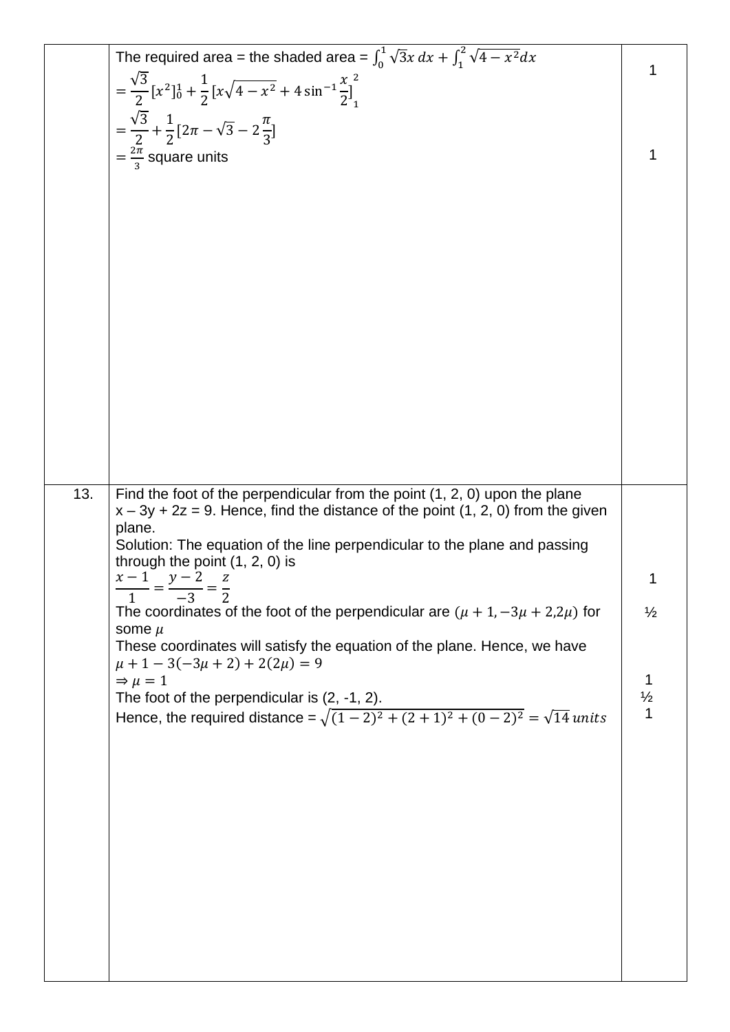|     |     |     |
| --- | --- | --- |
|  | The required area = the shaded area = $\int_0^1 \sqrt{3}x\,dx + \int_1^2 \sqrt{4-x^2}dx$<br>$= \frac{\sqrt{3}}{2}[x^2]_0^1 + \frac{1}{2}[x\sqrt{4-x^2} + 4\sin^{-1}\frac{x}{2}]_1^2$<br>$= \frac{\sqrt{3}}{2} + \frac{1}{2}[2\pi - \sqrt{3} - 2\frac{\pi}{3}]$<br>$= \frac{2\pi}{3}$ square units | 1<br><br><br>1 |
| 13. | Find the foot of the perpendicular from the point (1, 2, 0) upon the plane x – 3y + 2z = 9. Hence, find the distance of the point (1, 2, 0) from the given plane.<br>Solution: The equation of the line perpendicular to the plane and passing through the point (1, 2, 0) is<br>$\frac{x-1}{1} = \frac{y-2}{-3} = \frac{z}{2}$<br>The coordinates of the foot of the perpendicular are $(\mu+1, -3\mu+2, 2\mu)$ for some $\mu$<br>These coordinates will satisfy the equation of the plane. Hence, we have<br>$\mu + 1 - 3(-3\mu + 2) + 2(2\mu) = 9$<br>$\Rightarrow \mu = 1$<br>The foot of the perpendicular is (2, -1, 2).<br>Hence, the required distance = $\sqrt{(1-2)^2 + (2+1)^2 + (0-2)^2} = \sqrt{14}\,units$ | 1<br>½<br><br><br>1<br>½<br>1 |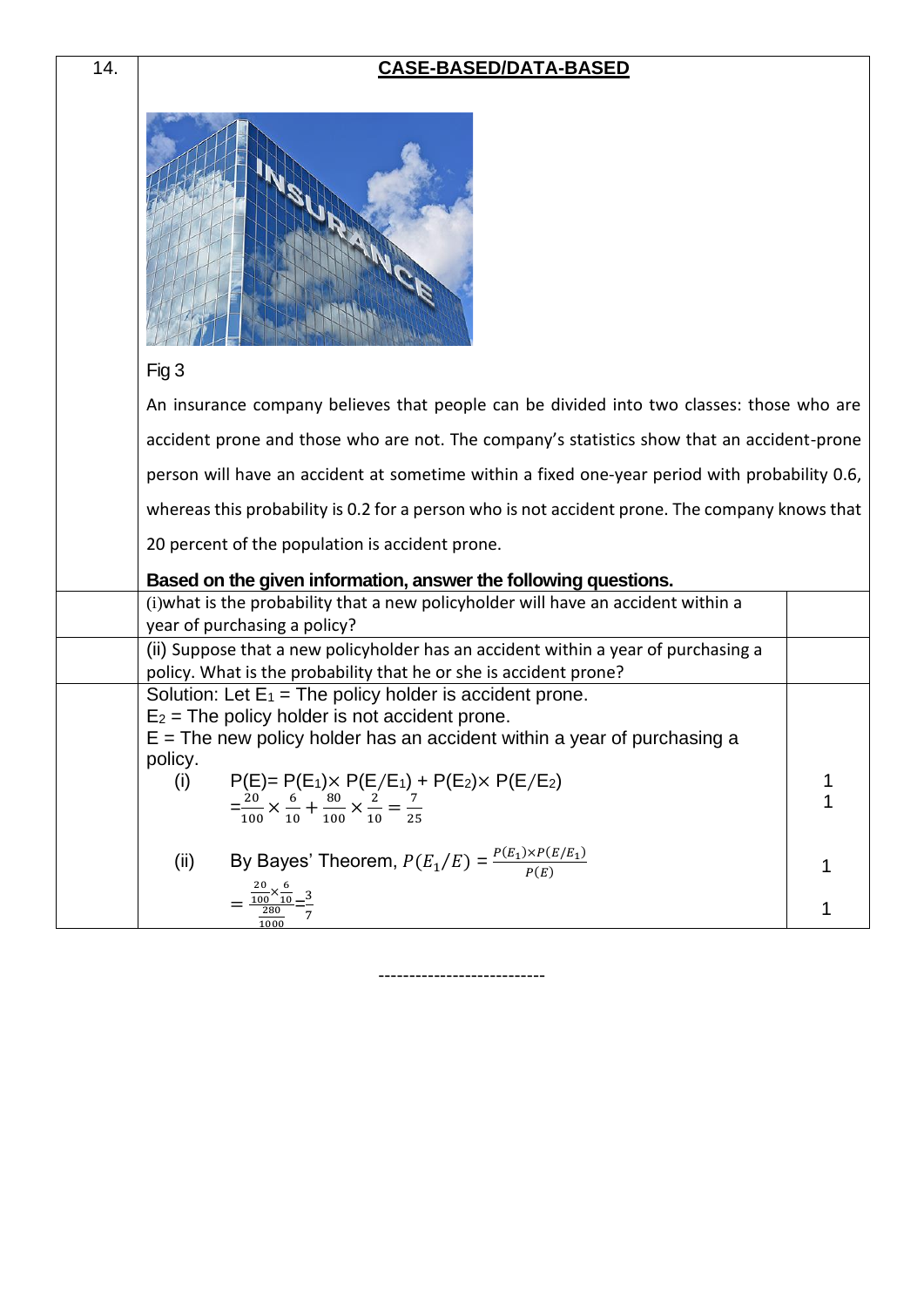14. **CASE-BASED/DATA-BASED**

Fig 3

An insurance company believes that people can be divided into two classes: those who are accident prone and those who are not. The company's statistics show that an accident-prone person will have an accident at sometime within a fixed one-year period with probability 0.6, whereas this probability is 0.2 for a person who is not accident prone. The company knows that 20 percent of the population is accident prone.

**Based on the given information, answer the following questions.**

(i)what is the probability that a new policyholder will have an accident within a year of purchasing a policy?

(ii) Suppose that a new policyholder has an accident within a year of purchasing a policy. What is the probability that he or she is accident prone?

Solution: Let $E_1$ = The policy holder is accident prone.
$E_2$ = The policy holder is not accident prone.
E = The new policy holder has an accident within a year of purchasing a policy.

(i) $P(E) = P(E_1) \times P(E/E_1) + P(E_2) \times P(E/E_2)$ — 1

$= \frac{20}{100} \times \frac{6}{10} + \frac{80}{100} \times \frac{2}{10} = \frac{7}{25}$ — 1

(ii) By Bayes' Theorem, $P(E_1/E) = \frac{P(E_1) \times P(E/E_1)}{P(E)}$ — 1

$= \frac{\frac{20}{100} \times \frac{6}{10}}{\frac{280}{1000}} = \frac{3}{7}$ — 1

---------------------------